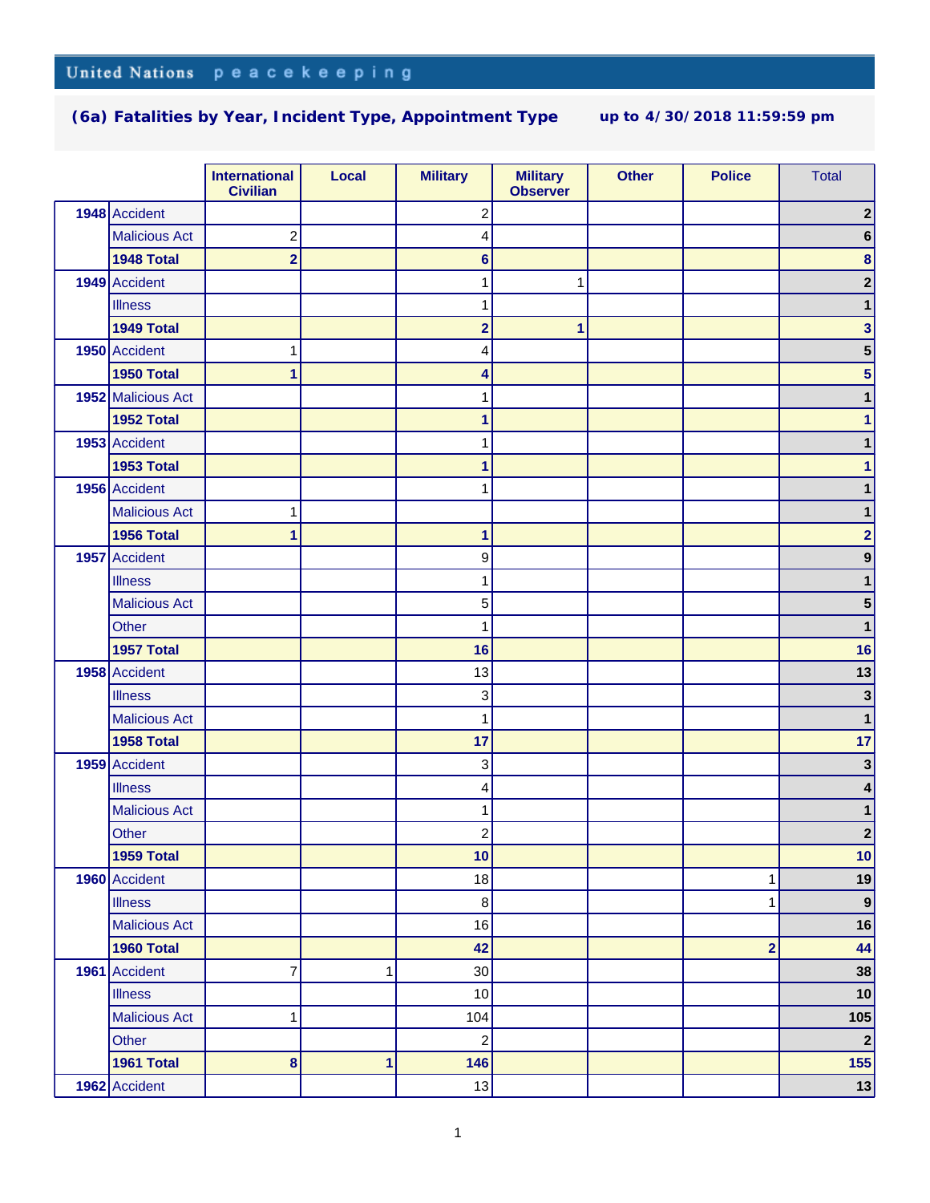United Nations peacekeeping

## (6a) Fatalities by Year, Incident Type, Appointment Type

up to 4/30/2018 11:59:59 pm

| | | International Civilian | Local | Military | Military Observer | Other | Police | Total |
|---|---|---|---|---|---|---|---|---|
| 1948 | Accident | | | 2 | | | | 2 |
| | Malicious Act | 2 | | 4 | | | | 6 |
| | **1948 Total** | **2** | | **6** | | | | **8** |
| 1949 | Accident | | | 1 | 1 | | | 2 |
| | Illness | | | 1 | | | | 1 |
| | **1949 Total** | | | **2** | **1** | | | **3** |
| 1950 | Accident | 1 | | 4 | | | | 5 |
| | **1950 Total** | **1** | | **4** | | | | **5** |
| 1952 | Malicious Act | | | 1 | | | | 1 |
| | **1952 Total** | | | **1** | | | | **1** |
| 1953 | Accident | | | 1 | | | | 1 |
| | **1953 Total** | | | **1** | | | | **1** |
| 1956 | Accident | | | 1 | | | | 1 |
| | Malicious Act | 1 | | | | | | 1 |
| | **1956 Total** | **1** | | **1** | | | | **2** |
| 1957 | Accident | | | 9 | | | | 9 |
| | Illness | | | 1 | | | | 1 |
| | Malicious Act | | | 5 | | | | 5 |
| | Other | | | 1 | | | | 1 |
| | **1957 Total** | | | **16** | | | | **16** |
| 1958 | Accident | | | 13 | | | | 13 |
| | Illness | | | 3 | | | | 3 |
| | Malicious Act | | | 1 | | | | 1 |
| | **1958 Total** | | | **17** | | | | **17** |
| 1959 | Accident | | | 3 | | | | 3 |
| | Illness | | | 4 | | | | 4 |
| | Malicious Act | | | 1 | | | | 1 |
| | Other | | | 2 | | | | 2 |
| | **1959 Total** | | | **10** | | | | **10** |
| 1960 | Accident | | | 18 | | | 1 | 19 |
| | Illness | | | 8 | | | 1 | 9 |
| | Malicious Act | | | 16 | | | | 16 |
| | **1960 Total** | | | **42** | | | **2** | **44** |
| 1961 | Accident | 7 | 1 | 30 | | | | 38 |
| | Illness | | | 10 | | | | 10 |
| | Malicious Act | 1 | | 104 | | | | 105 |
| | Other | | | 2 | | | | 2 |
| | **1961 Total** | **8** | **1** | **146** | | | | **155** |
| 1962 | Accident | | | 13 | | | | 13 |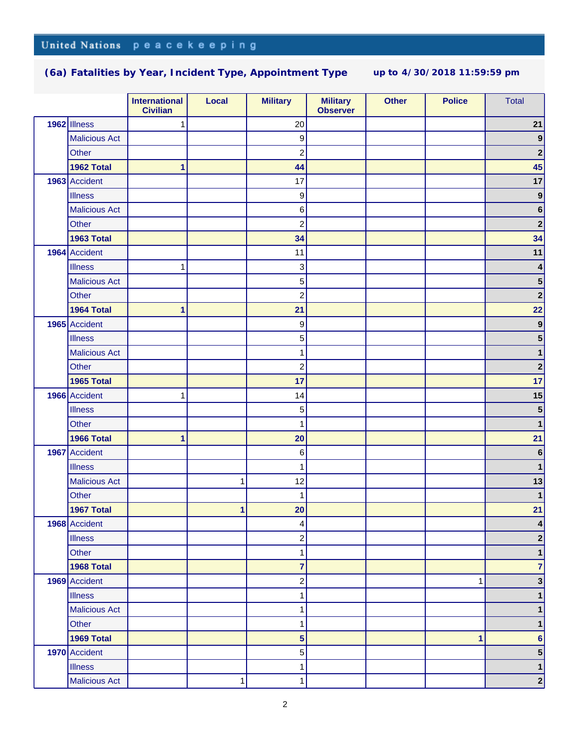United Nations peacekeeping

## (6a) Fatalities by Year, Incident Type, Appointment Type

up to 4/30/2018 11:59:59 pm

| | | International Civilian | Local | Military | Military Observer | Other | Police | Total |
|---|---|---|---|---|---|---|---|---|
| **1962** | Illness | 1 | | 20 | | | | **21** |
| | Malicious Act | | | 9 | | | | **9** |
| | Other | | | 2 | | | | **2** |
| | **1962 Total** | **1** | | **44** | | | | **45** |
| **1963** | Accident | | | 17 | | | | **17** |
| | Illness | | | 9 | | | | **9** |
| | Malicious Act | | | 6 | | | | **6** |
| | Other | | | 2 | | | | **2** |
| | **1963 Total** | | | **34** | | | | **34** |
| **1964** | Accident | | | 11 | | | | **11** |
| | Illness | 1 | | 3 | | | | **4** |
| | Malicious Act | | | 5 | | | | **5** |
| | Other | | | 2 | | | | **2** |
| | **1964 Total** | **1** | | **21** | | | | **22** |
| **1965** | Accident | | | 9 | | | | **9** |
| | Illness | | | 5 | | | | **5** |
| | Malicious Act | | | 1 | | | | **1** |
| | Other | | | 2 | | | | **2** |
| | **1965 Total** | | | **17** | | | | **17** |
| **1966** | Accident | 1 | | 14 | | | | **15** |
| | Illness | | | 5 | | | | **5** |
| | Other | | | 1 | | | | **1** |
| | **1966 Total** | **1** | | **20** | | | | **21** |
| **1967** | Accident | | | 6 | | | | **6** |
| | Illness | | | 1 | | | | **1** |
| | Malicious Act | | 1 | 12 | | | | **13** |
| | Other | | | 1 | | | | **1** |
| | **1967 Total** | | **1** | **20** | | | | **21** |
| **1968** | Accident | | | 4 | | | | **4** |
| | Illness | | | 2 | | | | **2** |
| | Other | | | 1 | | | | **1** |
| | **1968 Total** | | | **7** | | | | **7** |
| **1969** | Accident | | | 2 | | | 1 | **3** |
| | Illness | | | 1 | | | | **1** |
| | Malicious Act | | | 1 | | | | **1** |
| | Other | | | 1 | | | | **1** |
| | **1969 Total** | | | **5** | | | **1** | **6** |
| **1970** | Accident | | | 5 | | | | **5** |
| | Illness | | | 1 | | | | **1** |
| | Malicious Act | | 1 | 1 | | | | **2** |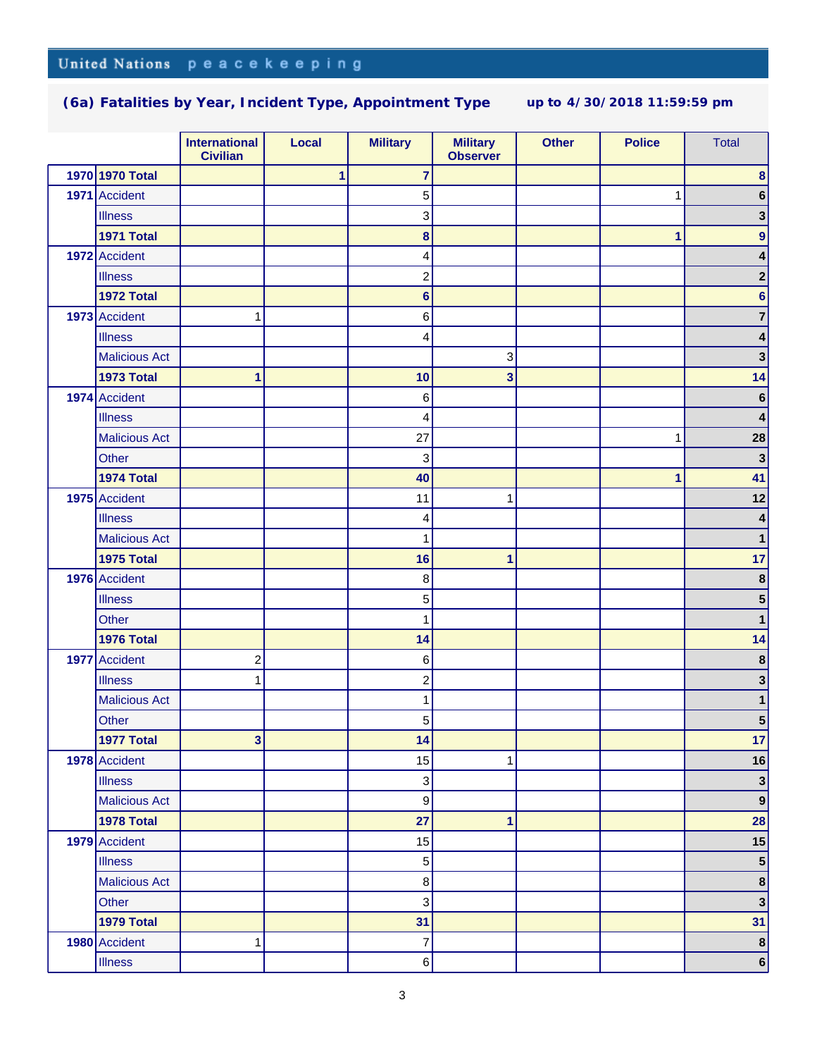United Nations peacekeeping

## (6a) Fatalities by Year, Incident Type, Appointment Type

up to 4/30/2018 11:59:59 pm

| | | International Civilian | Local | Military | Military Observer | Other | Police | Total |
|---|---|---|---|---|---|---|---|---|
| **1970** | **1970 Total** | | **1** | **7** | | | | **8** |
| **1971** | Accident | | | 5 | | | 1 | **6** |
| | Illness | | | 3 | | | | **3** |
| | **1971 Total** | | | **8** | | | **1** | **9** |
| **1972** | Accident | | | 4 | | | | **4** |
| | Illness | | | 2 | | | | **2** |
| | **1972 Total** | | | **6** | | | | **6** |
| **1973** | Accident | 1 | | 6 | | | | **7** |
| | Illness | | | 4 | | | | **4** |
| | Malicious Act | | | | 3 | | | **3** |
| | **1973 Total** | **1** | | **10** | **3** | | | **14** |
| **1974** | Accident | | | 6 | | | | **6** |
| | Illness | | | 4 | | | | **4** |
| | Malicious Act | | | 27 | | | 1 | **28** |
| | Other | | | 3 | | | | **3** |
| | **1974 Total** | | | **40** | | | **1** | **41** |
| **1975** | Accident | | | 11 | 1 | | | **12** |
| | Illness | | | 4 | | | | **4** |
| | Malicious Act | | | 1 | | | | **1** |
| | **1975 Total** | | | **16** | **1** | | | **17** |
| **1976** | Accident | | | 8 | | | | **8** |
| | Illness | | | 5 | | | | **5** |
| | Other | | | 1 | | | | **1** |
| | **1976 Total** | | | **14** | | | | **14** |
| **1977** | Accident | 2 | | 6 | | | | **8** |
| | Illness | 1 | | 2 | | | | **3** |
| | Malicious Act | | | 1 | | | | **1** |
| | Other | | | 5 | | | | **5** |
| | **1977 Total** | **3** | | **14** | | | | **17** |
| **1978** | Accident | | | 15 | 1 | | | **16** |
| | Illness | | | 3 | | | | **3** |
| | Malicious Act | | | 9 | | | | **9** |
| | **1978 Total** | | | **27** | **1** | | | **28** |
| **1979** | Accident | | | 15 | | | | **15** |
| | Illness | | | 5 | | | | **5** |
| | Malicious Act | | | 8 | | | | **8** |
| | Other | | | 3 | | | | **3** |
| | **1979 Total** | | | **31** | | | | **31** |
| **1980** | Accident | 1 | | 7 | | | | **8** |
| | Illness | | | 6 | | | | **6** |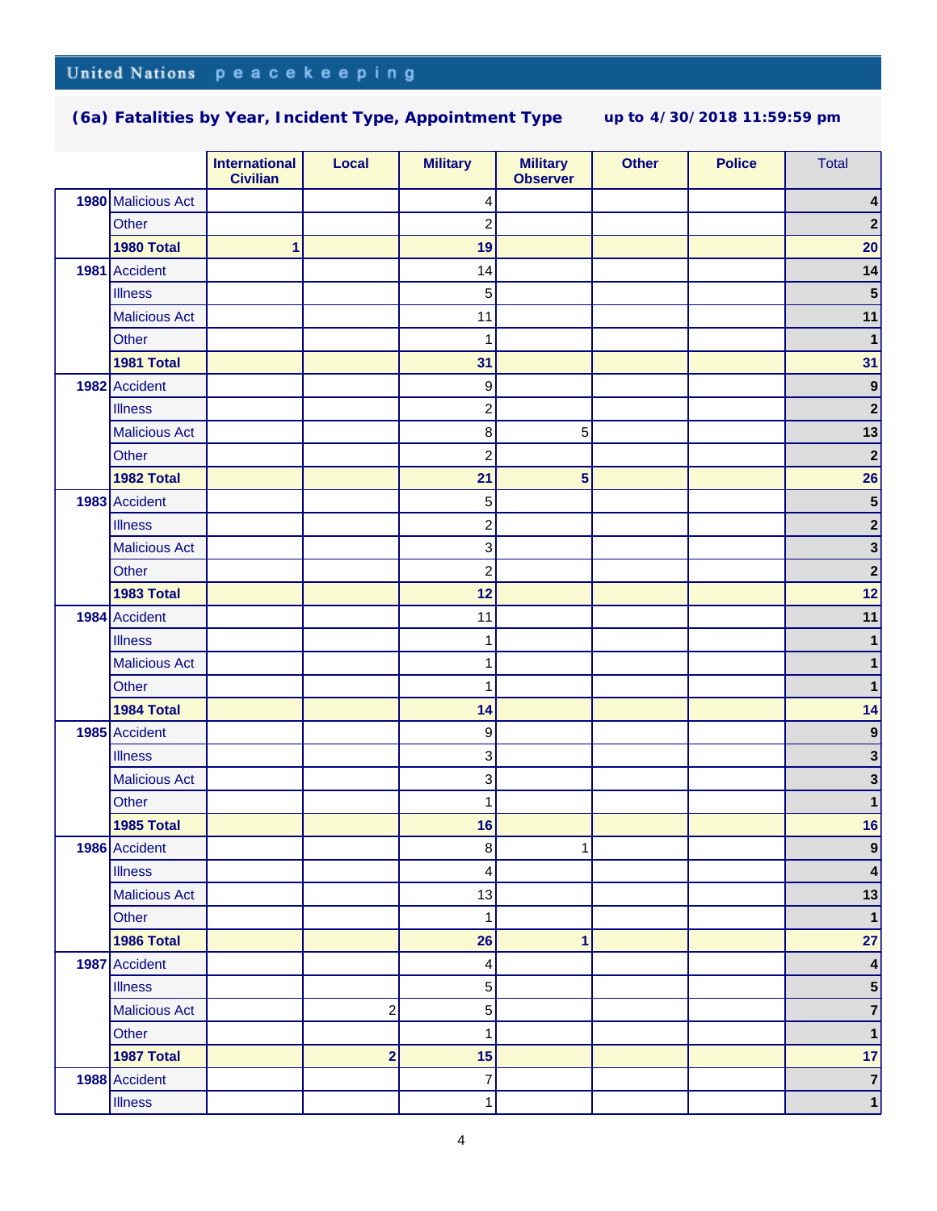United Nations peacekeeping

## (6a) Fatalities by Year, Incident Type, Appointment Type up to 4/30/2018 11:59:59 pm

| | | International Civilian | Local | Military | Military Observer | Other | Police | Total |
|---|---|---|---|---|---|---|---|---|
| **1980** | Malicious Act | | | 4 | | | | **4** |
| | Other | | | 2 | | | | **2** |
| | **1980 Total** | **1** | | **19** | | | | **20** |
| **1981** | Accident | | | 14 | | | | **14** |
| | Illness | | | 5 | | | | **5** |
| | Malicious Act | | | 11 | | | | **11** |
| | Other | | | 1 | | | | **1** |
| | **1981 Total** | | | **31** | | | | **31** |
| **1982** | Accident | | | 9 | | | | **9** |
| | Illness | | | 2 | | | | **2** |
| | Malicious Act | | | 8 | 5 | | | **13** |
| | Other | | | 2 | | | | **2** |
| | **1982 Total** | | | **21** | **5** | | | **26** |
| **1983** | Accident | | | 5 | | | | **5** |
| | Illness | | | 2 | | | | **2** |
| | Malicious Act | | | 3 | | | | **3** |
| | Other | | | 2 | | | | **2** |
| | **1983 Total** | | | **12** | | | | **12** |
| **1984** | Accident | | | 11 | | | | **11** |
| | Illness | | | 1 | | | | **1** |
| | Malicious Act | | | 1 | | | | **1** |
| | Other | | | 1 | | | | **1** |
| | **1984 Total** | | | **14** | | | | **14** |
| **1985** | Accident | | | 9 | | | | **9** |
| | Illness | | | 3 | | | | **3** |
| | Malicious Act | | | 3 | | | | **3** |
| | Other | | | 1 | | | | **1** |
| | **1985 Total** | | | **16** | | | | **16** |
| **1986** | Accident | | | 8 | 1 | | | **9** |
| | Illness | | | 4 | | | | **4** |
| | Malicious Act | | | 13 | | | | **13** |
| | Other | | | 1 | | | | **1** |
| | **1986 Total** | | | **26** | **1** | | | **27** |
| **1987** | Accident | | | 4 | | | | **4** |
| | Illness | | | 5 | | | | **5** |
| | Malicious Act | | 2 | 5 | | | | **7** |
| | Other | | | 1 | | | | **1** |
| | **1987 Total** | | **2** | **15** | | | | **17** |
| **1988** | Accident | | | 7 | | | | **7** |
| | Illness | | | 1 | | | | **1** |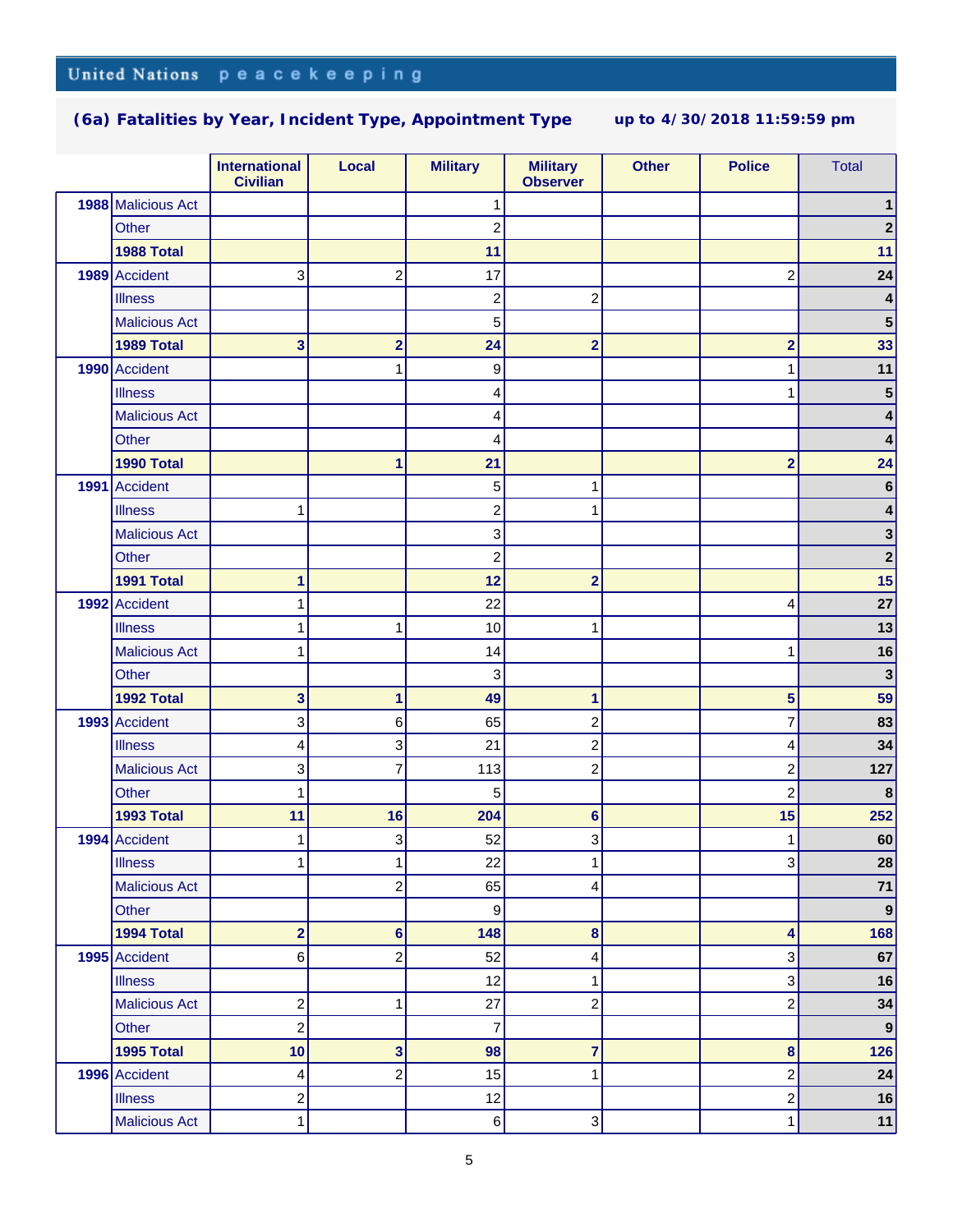United Nations peacekeeping

## (6a) Fatalities by Year, Incident Type, Appointment Type up to 4/30/2018 11:59:59 pm

| | | International Civilian | Local | Military | Military Observer | Other | Police | Total |
|---|---|---|---|---|---|---|---|---|
| 1988 | Malicious Act | | | 1 | | | | 1 |
| | Other | | | 2 | | | | 2 |
| | **1988 Total** | | | **11** | | | | **11** |
| 1989 | Accident | 3 | 2 | 17 | | | 2 | 24 |
| | Illness | | | 2 | 2 | | | 4 |
| | Malicious Act | | | 5 | | | | 5 |
| | **1989 Total** | **3** | **2** | **24** | **2** | | **2** | **33** |
| 1990 | Accident | | 1 | 9 | | | 1 | 11 |
| | Illness | | | 4 | | | 1 | 5 |
| | Malicious Act | | | 4 | | | | 4 |
| | Other | | | 4 | | | | 4 |
| | **1990 Total** | | **1** | **21** | | | **2** | **24** |
| 1991 | Accident | | | 5 | 1 | | | 6 |
| | Illness | 1 | | 2 | 1 | | | 4 |
| | Malicious Act | | | 3 | | | | 3 |
| | Other | | | 2 | | | | 2 |
| | **1991 Total** | **1** | | **12** | **2** | | | **15** |
| 1992 | Accident | 1 | | 22 | | | 4 | 27 |
| | Illness | 1 | 1 | 10 | 1 | | | 13 |
| | Malicious Act | 1 | | 14 | | | 1 | 16 |
| | Other | | | 3 | | | | 3 |
| | **1992 Total** | **3** | **1** | **49** | **1** | | **5** | **59** |
| 1993 | Accident | 3 | 6 | 65 | 2 | | 7 | 83 |
| | Illness | 4 | 3 | 21 | 2 | | 4 | 34 |
| | Malicious Act | 3 | 7 | 113 | 2 | | 2 | 127 |
| | Other | 1 | | 5 | | | 2 | 8 |
| | **1993 Total** | **11** | **16** | **204** | **6** | | **15** | **252** |
| 1994 | Accident | 1 | 3 | 52 | 3 | | 1 | 60 |
| | Illness | 1 | 1 | 22 | 1 | | 3 | 28 |
| | Malicious Act | | 2 | 65 | 4 | | | 71 |
| | Other | | | 9 | | | | 9 |
| | **1994 Total** | **2** | **6** | **148** | **8** | | **4** | **168** |
| 1995 | Accident | 6 | 2 | 52 | 4 | | 3 | 67 |
| | Illness | | | 12 | 1 | | 3 | 16 |
| | Malicious Act | 2 | 1 | 27 | 2 | | 2 | 34 |
| | Other | 2 | | 7 | | | | 9 |
| | **1995 Total** | **10** | **3** | **98** | **7** | | **8** | **126** |
| 1996 | Accident | 4 | 2 | 15 | 1 | | 2 | 24 |
| | Illness | 2 | | 12 | | | 2 | 16 |
| | Malicious Act | 1 | | 6 | 3 | | 1 | 11 |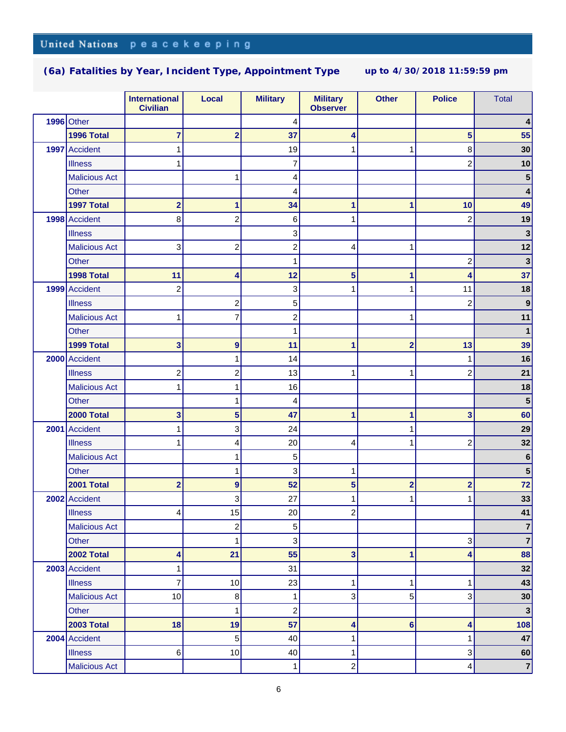United Nations peacekeeping

## (6a) Fatalities by Year, Incident Type, Appointment Type

up to 4/30/2018 11:59:59 pm

| | | International Civilian | Local | Military | Military Observer | Other | Police | Total |
|---|---|---|---|---|---|---|---|---|
| 1996 | Other | | | 4 | | | | 4 |
| | **1996 Total** | **7** | **2** | **37** | **4** | | **5** | **55** |
| 1997 | Accident | 1 | | 19 | 1 | 1 | 8 | 30 |
| | Illness | 1 | | 7 | | | 2 | 10 |
| | Malicious Act | | 1 | 4 | | | | 5 |
| | Other | | | 4 | | | | 4 |
| | **1997 Total** | **2** | **1** | **34** | **1** | **1** | **10** | **49** |
| 1998 | Accident | 8 | 2 | 6 | 1 | | 2 | 19 |
| | Illness | | | 3 | | | | 3 |
| | Malicious Act | 3 | 2 | 2 | 4 | 1 | | 12 |
| | Other | | | 1 | | | 2 | 3 |
| | **1998 Total** | **11** | **4** | **12** | **5** | **1** | **4** | **37** |
| 1999 | Accident | 2 | | 3 | 1 | 1 | 11 | 18 |
| | Illness | | 2 | 5 | | | 2 | 9 |
| | Malicious Act | 1 | 7 | 2 | | 1 | | 11 |
| | Other | | | 1 | | | | 1 |
| | **1999 Total** | **3** | **9** | **11** | **1** | **2** | **13** | **39** |
| 2000 | Accident | | 1 | 14 | | | 1 | 16 |
| | Illness | 2 | 2 | 13 | 1 | 1 | 2 | 21 |
| | Malicious Act | 1 | 1 | 16 | | | | 18 |
| | Other | | 1 | 4 | | | | 5 |
| | **2000 Total** | **3** | **5** | **47** | **1** | **1** | **3** | **60** |
| 2001 | Accident | 1 | 3 | 24 | | 1 | | 29 |
| | Illness | 1 | 4 | 20 | 4 | 1 | 2 | 32 |
| | Malicious Act | | 1 | 5 | | | | 6 |
| | Other | | 1 | 3 | 1 | | | 5 |
| | **2001 Total** | **2** | **9** | **52** | **5** | **2** | **2** | **72** |
| 2002 | Accident | | 3 | 27 | 1 | 1 | 1 | 33 |
| | Illness | 4 | 15 | 20 | 2 | | | 41 |
| | Malicious Act | | 2 | 5 | | | | 7 |
| | Other | | 1 | 3 | | | 3 | 7 |
| | **2002 Total** | **4** | **21** | **55** | **3** | **1** | **4** | **88** |
| 2003 | Accident | 1 | | 31 | | | | 32 |
| | Illness | 7 | 10 | 23 | 1 | 1 | 1 | 43 |
| | Malicious Act | 10 | 8 | 1 | 3 | 5 | 3 | 30 |
| | Other | | 1 | 2 | | | | 3 |
| | **2003 Total** | **18** | **19** | **57** | **4** | **6** | **4** | **108** |
| 2004 | Accident | | 5 | 40 | 1 | | 1 | 47 |
| | Illness | 6 | 10 | 40 | 1 | | 3 | 60 |
| | Malicious Act | | | 1 | 2 | | 4 | 7 |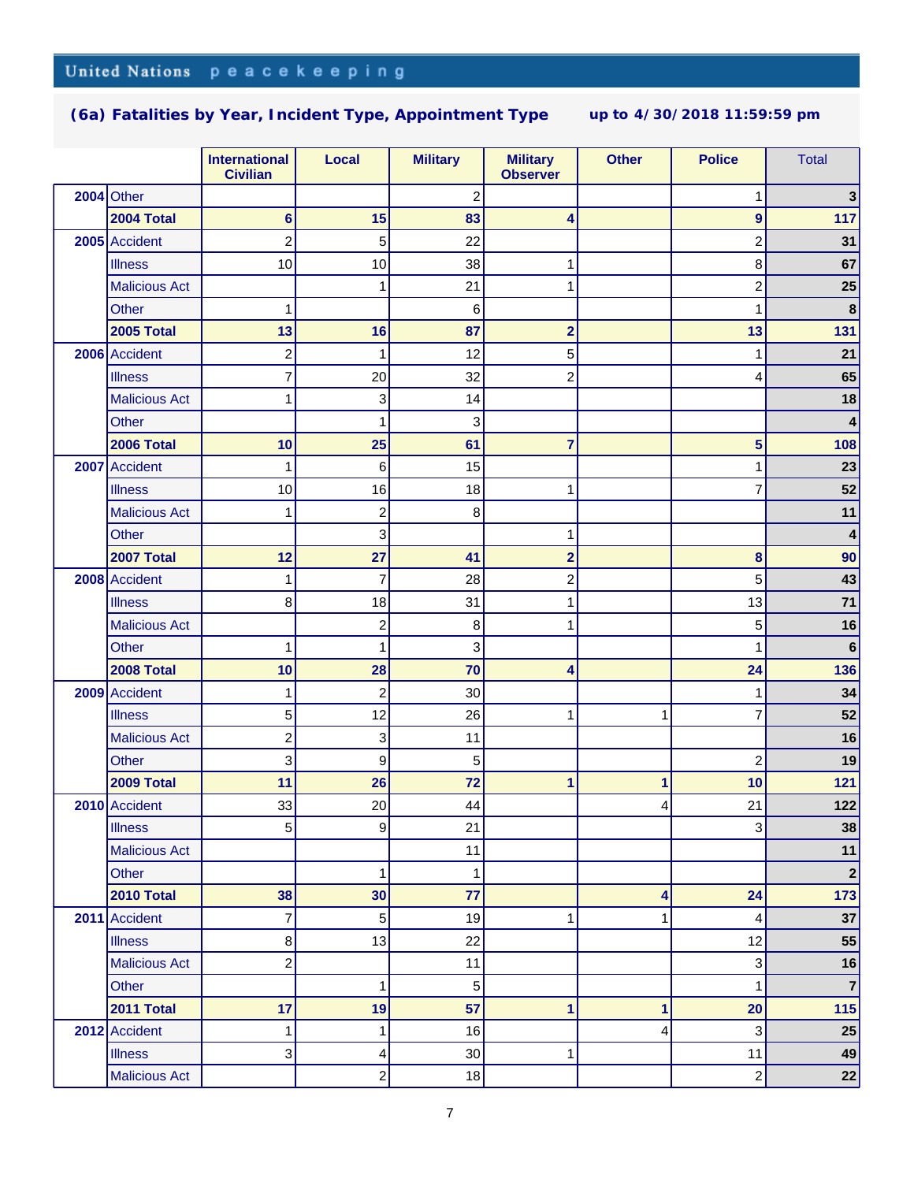United Nations peacekeeping

**(6a) Fatalities by Year, Incident Type, Appointment Type** up to 4/30/2018 11:59:59 pm

| | | International Civilian | Local | Military | Military Observer | Other | Police | Total |
|---|---|---|---|---|---|---|---|---|
| **2004** | Other | | | 2 | | | 1 | **3** |
| | **2004 Total** | **6** | **15** | **83** | **4** | | **9** | **117** |
| **2005** | Accident | 2 | 5 | 22 | | | 2 | **31** |
| | Illness | 10 | 10 | 38 | 1 | | 8 | **67** |
| | Malicious Act | | 1 | 21 | 1 | | 2 | **25** |
| | Other | 1 | | 6 | | | 1 | **8** |
| | **2005 Total** | **13** | **16** | **87** | **2** | | **13** | **131** |
| **2006** | Accident | 2 | 1 | 12 | 5 | | 1 | **21** |
| | Illness | 7 | 20 | 32 | 2 | | 4 | **65** |
| | Malicious Act | 1 | 3 | 14 | | | | **18** |
| | Other | | 1 | 3 | | | | **4** |
| | **2006 Total** | **10** | **25** | **61** | **7** | | **5** | **108** |
| **2007** | Accident | 1 | 6 | 15 | | | 1 | **23** |
| | Illness | 10 | 16 | 18 | 1 | | 7 | **52** |
| | Malicious Act | 1 | 2 | 8 | | | | **11** |
| | Other | | 3 | | 1 | | | **4** |
| | **2007 Total** | **12** | **27** | **41** | **2** | | **8** | **90** |
| **2008** | Accident | 1 | 7 | 28 | 2 | | 5 | **43** |
| | Illness | 8 | 18 | 31 | 1 | | 13 | **71** |
| | Malicious Act | | 2 | 8 | 1 | | 5 | **16** |
| | Other | 1 | 1 | 3 | | | 1 | **6** |
| | **2008 Total** | **10** | **28** | **70** | **4** | | **24** | **136** |
| **2009** | Accident | 1 | 2 | 30 | | | 1 | **34** |
| | Illness | 5 | 12 | 26 | 1 | 1 | 7 | **52** |
| | Malicious Act | 2 | 3 | 11 | | | | **16** |
| | Other | 3 | 9 | 5 | | | 2 | **19** |
| | **2009 Total** | **11** | **26** | **72** | **1** | **1** | **10** | **121** |
| **2010** | Accident | 33 | 20 | 44 | | 4 | 21 | **122** |
| | Illness | 5 | 9 | 21 | | | 3 | **38** |
| | Malicious Act | | | 11 | | | | **11** |
| | Other | | 1 | 1 | | | | **2** |
| | **2010 Total** | **38** | **30** | **77** | | **4** | **24** | **173** |
| **2011** | Accident | 7 | 5 | 19 | 1 | 1 | 4 | **37** |
| | Illness | 8 | 13 | 22 | | | 12 | **55** |
| | Malicious Act | 2 | | 11 | | | 3 | **16** |
| | Other | | 1 | 5 | | | 1 | **7** |
| | **2011 Total** | **17** | **19** | **57** | **1** | **1** | **20** | **115** |
| **2012** | Accident | 1 | 1 | 16 | | 4 | 3 | **25** |
| | Illness | 3 | 4 | 30 | 1 | | 11 | **49** |
| | Malicious Act | | 2 | 18 | | | 2 | **22** |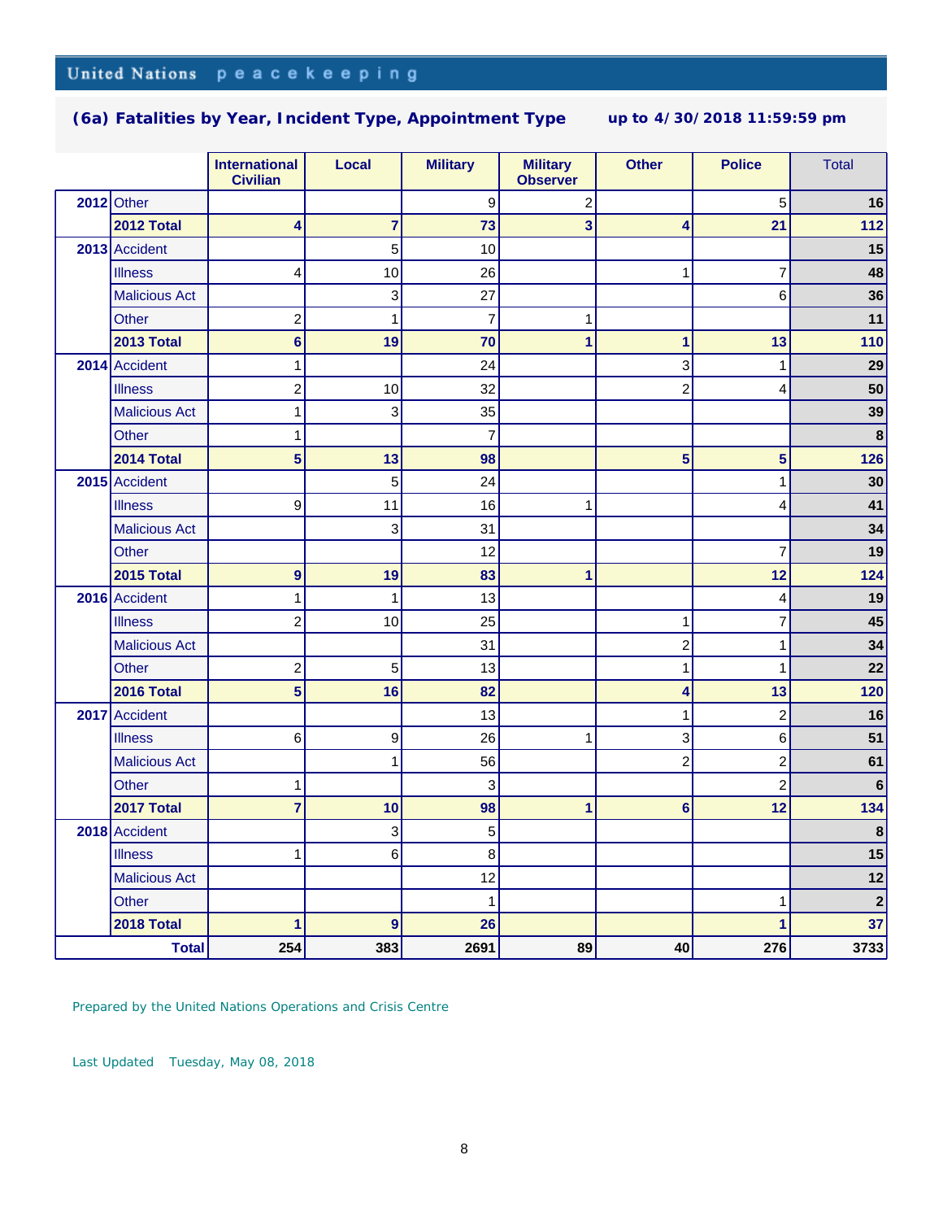## (6a) Fatalities by Year, Incident Type, Appointment Type

**up to 4/30/2018 11:59:59 pm**

| | | International Civilian | Local | Military | Military Observer | Other | Police | Total |
|---|---|---|---|---|---|---|---|---|
| **2012** | Other | | | 9 | 2 | | 5 | **16** |
| | **2012 Total** | **4** | **7** | **73** | **3** | **4** | **21** | **112** |
| **2013** | Accident | | 5 | 10 | | | | **15** |
| | Illness | 4 | 10 | 26 | | 1 | 7 | **48** |
| | Malicious Act | | 3 | 27 | | | 6 | **36** |
| | Other | 2 | 1 | 7 | 1 | | | **11** |
| | **2013 Total** | **6** | **19** | **70** | **1** | **1** | **13** | **110** |
| **2014** | Accident | 1 | | 24 | | 3 | 1 | **29** |
| | Illness | 2 | 10 | 32 | | 2 | 4 | **50** |
| | Malicious Act | 1 | 3 | 35 | | | | **39** |
| | Other | 1 | | 7 | | | | **8** |
| | **2014 Total** | **5** | **13** | **98** | | **5** | **5** | **126** |
| **2015** | Accident | | 5 | 24 | | | 1 | **30** |
| | Illness | 9 | 11 | 16 | 1 | | 4 | **41** |
| | Malicious Act | | 3 | 31 | | | | **34** |
| | Other | | | 12 | | | 7 | **19** |
| | **2015 Total** | **9** | **19** | **83** | **1** | | **12** | **124** |
| **2016** | Accident | 1 | 1 | 13 | | | 4 | **19** |
| | Illness | 2 | 10 | 25 | | 1 | 7 | **45** |
| | Malicious Act | | | 31 | | 2 | 1 | **34** |
| | Other | 2 | 5 | 13 | | 1 | 1 | **22** |
| | **2016 Total** | **5** | **16** | **82** | | **4** | **13** | **120** |
| **2017** | Accident | | | 13 | | 1 | 2 | **16** |
| | Illness | 6 | 9 | 26 | 1 | 3 | 6 | **51** |
| | Malicious Act | | 1 | 56 | | 2 | 2 | **61** |
| | Other | 1 | | 3 | | | 2 | **6** |
| | **2017 Total** | **7** | **10** | **98** | **1** | **6** | **12** | **134** |
| **2018** | Accident | | 3 | 5 | | | | **8** |
| | Illness | 1 | 6 | 8 | | | | **15** |
| | Malicious Act | | | 12 | | | | **12** |
| | Other | | | 1 | | | 1 | **2** |
| | **2018 Total** | **1** | **9** | **26** | | | **1** | **37** |
| | **Total** | **254** | **383** | **2691** | **89** | **40** | **276** | **3733** |

Prepared by the United Nations Operations and Crisis Centre

Last Updated Tuesday, May 08, 2018